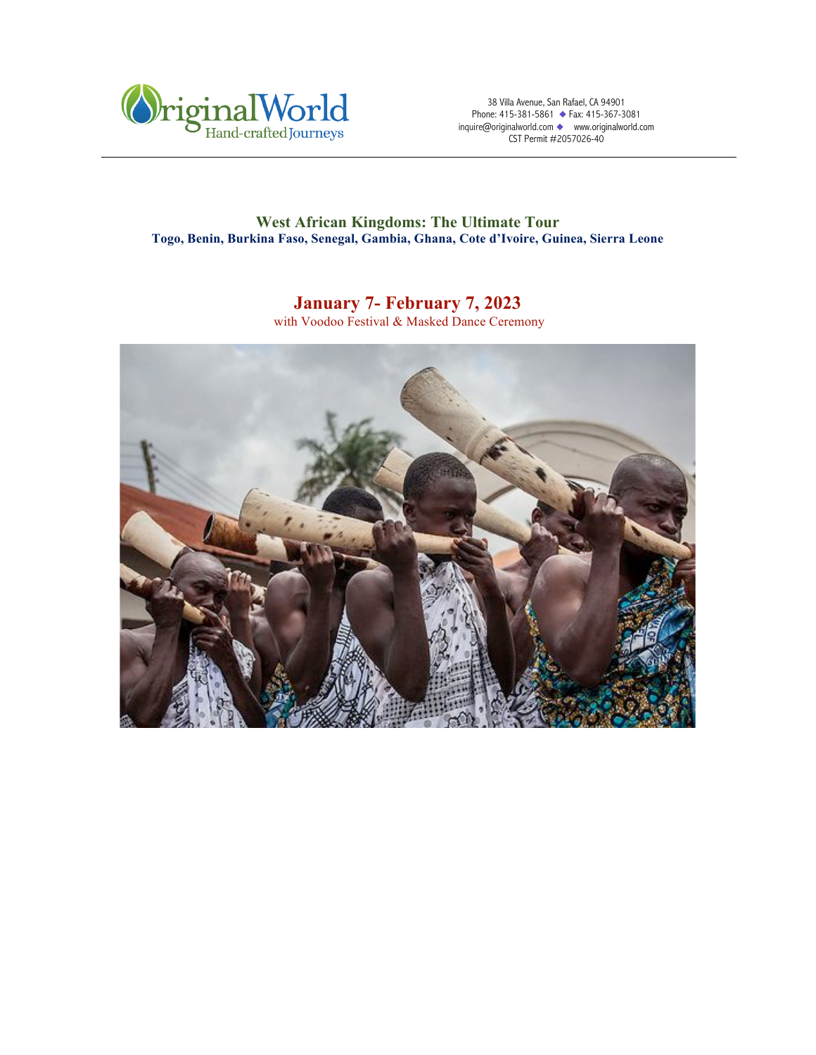OriginalWorld
Hand-crafted Journeys

38 Villa Avenue, San Rafael, CA 94901
Phone: 415-381-5861 ◆ Fax: 415-367-3081
inquire@originalworld.com ◆ www.originalworld.com
CST Permit #2057026-40

# West African Kingdoms: The Ultimate Tour

**Togo, Benin, Burkina Faso, Senegal, Gambia, Ghana, Cote d'Ivoire, Guinea, Sierra Leone**

## January 7- February 7, 2023

with Voodoo Festival & Masked Dance Ceremony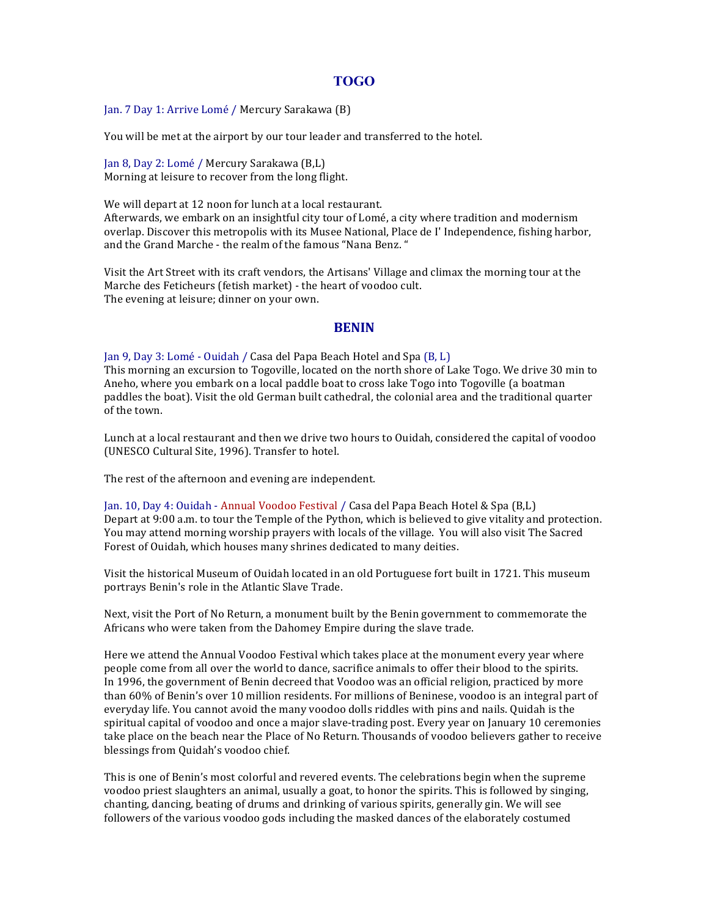## TOGO

Jan. 7 Day 1: Arrive Lomé / Mercury Sarakawa (B)

You will be met at the airport by our tour leader and transferred to the hotel.

Jan 8, Day 2: Lomé / Mercury Sarakawa (B,L)
Morning at leisure to recover from the long flight.

We will depart at 12 noon for lunch at a local restaurant.
Afterwards, we embark on an insightful city tour of Lomé, a city where tradition and modernism overlap. Discover this metropolis with its Musee National, Place de I' Independence, fishing harbor, and the Grand Marche - the realm of the famous "Nana Benz. "

Visit the Art Street with its craft vendors, the Artisans' Village and climax the morning tour at the Marche des Feticheurs (fetish market) - the heart of voodoo cult.
The evening at leisure; dinner on your own.

## BENIN

Jan 9, Day 3: Lomé - Ouidah / Casa del Papa Beach Hotel and Spa (B, L)
This morning an excursion to Togoville, located on the north shore of Lake Togo. We drive 30 min to Aneho, where you embark on a local paddle boat to cross lake Togo into Togoville (a boatman paddles the boat). Visit the old German built cathedral, the colonial area and the traditional quarter of the town.

Lunch at a local restaurant and then we drive two hours to Ouidah, considered the capital of voodoo (UNESCO Cultural Site, 1996). Transfer to hotel.

The rest of the afternoon and evening are independent.

Jan. 10, Day 4: Ouidah - Annual Voodoo Festival / Casa del Papa Beach Hotel & Spa (B,L)
Depart at 9:00 a.m. to tour the Temple of the Python, which is believed to give vitality and protection. You may attend morning worship prayers with locals of the village. You will also visit The Sacred Forest of Ouidah, which houses many shrines dedicated to many deities.

Visit the historical Museum of Ouidah located in an old Portuguese fort built in 1721. This museum portrays Benin's role in the Atlantic Slave Trade.

Next, visit the Port of No Return, a monument built by the Benin government to commemorate the Africans who were taken from the Dahomey Empire during the slave trade.

Here we attend the Annual Voodoo Festival which takes place at the monument every year where people come from all over the world to dance, sacrifice animals to offer their blood to the spirits.
In 1996, the government of Benin decreed that Voodoo was an official religion, practiced by more than 60% of Benin's over 10 million residents. For millions of Beninese, voodoo is an integral part of everyday life. You cannot avoid the many voodoo dolls riddles with pins and nails. Quidah is the spiritual capital of voodoo and once a major slave-trading post. Every year on January 10 ceremonies take place on the beach near the Place of No Return. Thousands of voodoo believers gather to receive blessings from Quidah's voodoo chief.

This is one of Benin's most colorful and revered events. The celebrations begin when the supreme voodoo priest slaughters an animal, usually a goat, to honor the spirits. This is followed by singing, chanting, dancing, beating of drums and drinking of various spirits, generally gin. We will see followers of the various voodoo gods including the masked dances of the elaborately costumed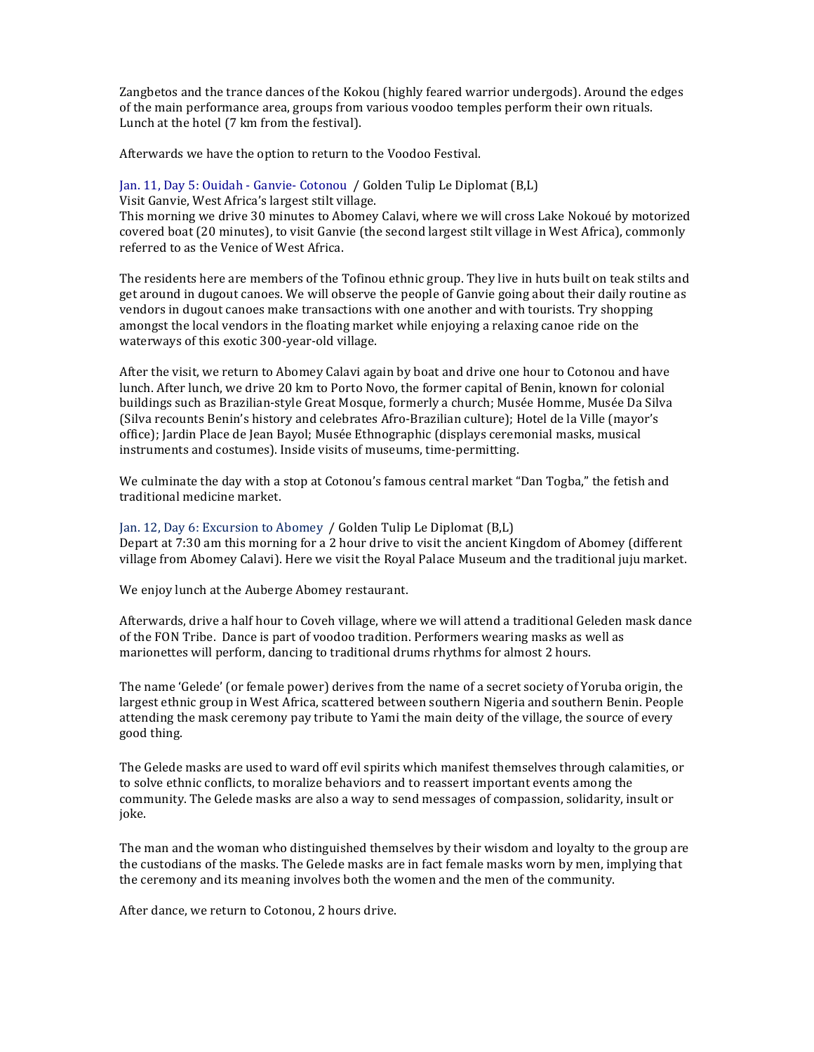Zangbetos and the trance dances of the Kokou (highly feared warrior undergods). Around the edges of the main performance area, groups from various voodoo temples perform their own rituals. Lunch at the hotel (7 km from the festival).

Afterwards we have the option to return to the Voodoo Festival.

### Jan. 11, Day 5: Ouidah - Ganvie- Cotonou / Golden Tulip Le Diplomat (B,L)

Visit Ganvie, West Africa's largest stilt village.
This morning we drive 30 minutes to Abomey Calavi, where we will cross Lake Nokoué by motorized covered boat (20 minutes), to visit Ganvie (the second largest stilt village in West Africa), commonly referred to as the Venice of West Africa.

The residents here are members of the Tofinou ethnic group. They live in huts built on teak stilts and get around in dugout canoes. We will observe the people of Ganvie going about their daily routine as vendors in dugout canoes make transactions with one another and with tourists. Try shopping amongst the local vendors in the floating market while enjoying a relaxing canoe ride on the waterways of this exotic 300-year-old village.

After the visit, we return to Abomey Calavi again by boat and drive one hour to Cotonou and have lunch. After lunch, we drive 20 km to Porto Novo, the former capital of Benin, known for colonial buildings such as Brazilian-style Great Mosque, formerly a church; Musée Homme, Musée Da Silva (Silva recounts Benin's history and celebrates Afro-Brazilian culture); Hotel de la Ville (mayor's office); Jardin Place de Jean Bayol; Musée Ethnographic (displays ceremonial masks, musical instruments and costumes). Inside visits of museums, time-permitting.

We culminate the day with a stop at Cotonou's famous central market "Dan Togba," the fetish and traditional medicine market.

### Jan. 12, Day 6: Excursion to Abomey / Golden Tulip Le Diplomat (B,L)

Depart at 7:30 am this morning for a 2 hour drive to visit the ancient Kingdom of Abomey (different village from Abomey Calavi). Here we visit the Royal Palace Museum and the traditional juju market.

We enjoy lunch at the Auberge Abomey restaurant.

Afterwards, drive a half hour to Coveh village, where we will attend a traditional Geleden mask dance of the FON Tribe. Dance is part of voodoo tradition. Performers wearing masks as well as marionettes will perform, dancing to traditional drums rhythms for almost 2 hours.

The name 'Gelede' (or female power) derives from the name of a secret society of Yoruba origin, the largest ethnic group in West Africa, scattered between southern Nigeria and southern Benin. People attending the mask ceremony pay tribute to Yami the main deity of the village, the source of every good thing.

The Gelede masks are used to ward off evil spirits which manifest themselves through calamities, or to solve ethnic conflicts, to moralize behaviors and to reassert important events among the community. The Gelede masks are also a way to send messages of compassion, solidarity, insult or joke.

The man and the woman who distinguished themselves by their wisdom and loyalty to the group are the custodians of the masks. The Gelede masks are in fact female masks worn by men, implying that the ceremony and its meaning involves both the women and the men of the community.

After dance, we return to Cotonou, 2 hours drive.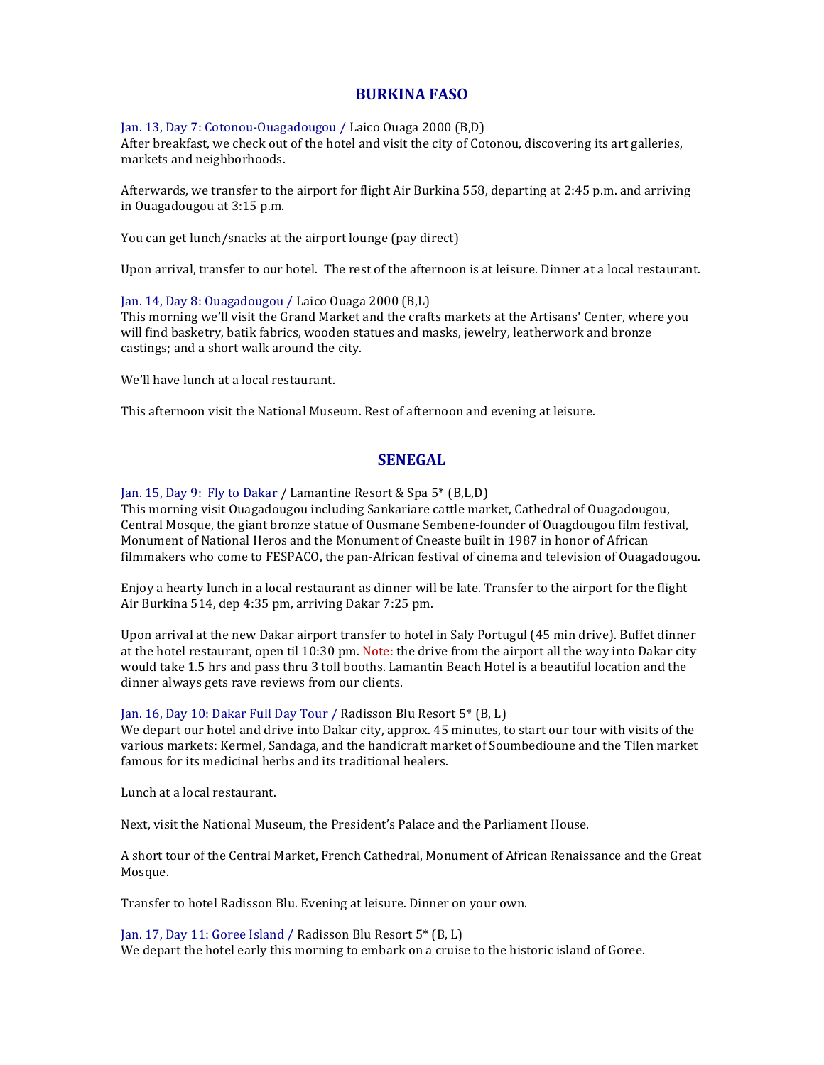## BURKINA FASO

Jan. 13, Day 7: Cotonou-Ouagadougou / Laico Ouaga 2000 (B,D)
After breakfast, we check out of the hotel and visit the city of Cotonou, discovering its art galleries, markets and neighborhoods.

Afterwards, we transfer to the airport for flight Air Burkina 558, departing at 2:45 p.m. and arriving in Ouagadougou at 3:15 p.m.

You can get lunch/snacks at the airport lounge (pay direct)

Upon arrival, transfer to our hotel. The rest of the afternoon is at leisure. Dinner at a local restaurant.

Jan. 14, Day 8: Ouagadougou / Laico Ouaga 2000 (B,L)
This morning we'll visit the Grand Market and the crafts markets at the Artisans' Center, where you will find basketry, batik fabrics, wooden statues and masks, jewelry, leatherwork and bronze castings; and a short walk around the city.

We'll have lunch at a local restaurant.

This afternoon visit the National Museum. Rest of afternoon and evening at leisure.

## SENEGAL

Jan. 15, Day 9: Fly to Dakar / Lamantine Resort & Spa 5* (B,L,D)
This morning visit Ouagadougou including Sankariare cattle market, Cathedral of Ouagadougou, Central Mosque, the giant bronze statue of Ousmane Sembene-founder of Ouagdougou film festival, Monument of National Heros and the Monument of Cneaste built in 1987 in honor of African filmmakers who come to FESPACO, the pan-African festival of cinema and television of Ouagadougou.

Enjoy a hearty lunch in a local restaurant as dinner will be late. Transfer to the airport for the flight Air Burkina 514, dep 4:35 pm, arriving Dakar 7:25 pm.

Upon arrival at the new Dakar airport transfer to hotel in Saly Portugul (45 min drive). Buffet dinner at the hotel restaurant, open til 10:30 pm. Note: the drive from the airport all the way into Dakar city would take 1.5 hrs and pass thru 3 toll booths. Lamantin Beach Hotel is a beautiful location and the dinner always gets rave reviews from our clients.

Jan. 16, Day 10: Dakar Full Day Tour / Radisson Blu Resort 5* (B, L)
We depart our hotel and drive into Dakar city, approx. 45 minutes, to start our tour with visits of the various markets: Kermel, Sandaga, and the handicraft market of Soumbedioune and the Tilen market famous for its medicinal herbs and its traditional healers.

Lunch at a local restaurant.

Next, visit the National Museum, the President's Palace and the Parliament House.

A short tour of the Central Market, French Cathedral, Monument of African Renaissance and the Great Mosque.

Transfer to hotel Radisson Blu. Evening at leisure. Dinner on your own.

Jan. 17, Day 11: Goree Island / Radisson Blu Resort 5* (B, L)
We depart the hotel early this morning to embark on a cruise to the historic island of Goree.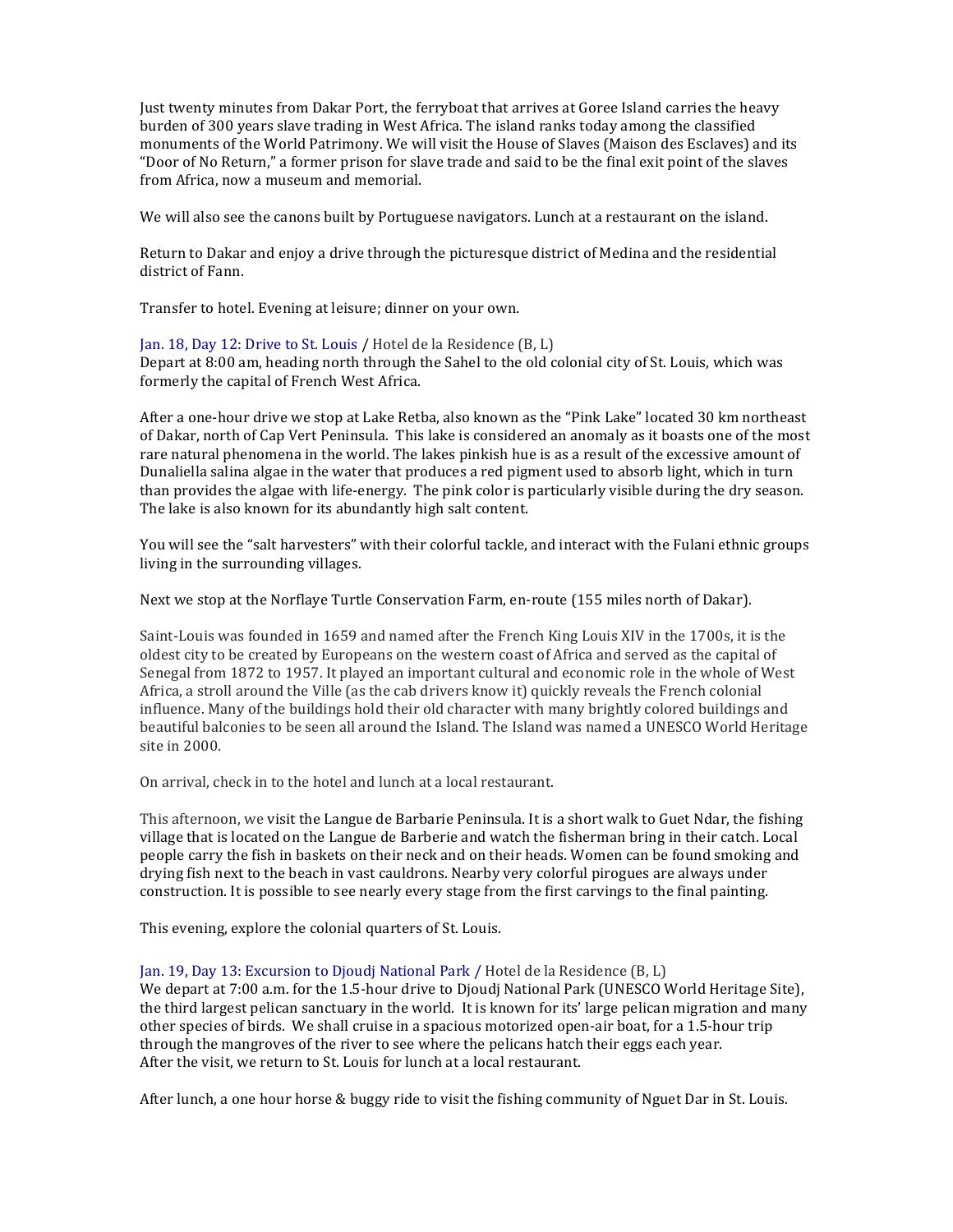Just twenty minutes from Dakar Port, the ferryboat that arrives at Goree Island carries the heavy burden of 300 years slave trading in West Africa. The island ranks today among the classified monuments of the World Patrimony. We will visit the House of Slaves (Maison des Esclaves) and its "Door of No Return," a former prison for slave trade and said to be the final exit point of the slaves from Africa, now a museum and memorial.

We will also see the canons built by Portuguese navigators. Lunch at a restaurant on the island.

Return to Dakar and enjoy a drive through the picturesque district of Medina and the residential district of Fann.

Transfer to hotel. Evening at leisure; dinner on your own.

### Jan. 18, Day 12: Drive to St. Louis / Hotel de la Residence (B, L)

Depart at 8:00 am, heading north through the Sahel to the old colonial city of St. Louis, which was formerly the capital of French West Africa.

After a one-hour drive we stop at Lake Retba, also known as the "Pink Lake" located 30 km northeast of Dakar, north of Cap Vert Peninsula. This lake is considered an anomaly as it boasts one of the most rare natural phenomena in the world. The lakes pinkish hue is as a result of the excessive amount of Dunaliella salina algae in the water that produces a red pigment used to absorb light, which in turn than provides the algae with life-energy. The pink color is particularly visible during the dry season. The lake is also known for its abundantly high salt content.

You will see the "salt harvesters" with their colorful tackle, and interact with the Fulani ethnic groups living in the surrounding villages.

Next we stop at the Norflaye Turtle Conservation Farm, en-route (155 miles north of Dakar).

Saint-Louis was founded in 1659 and named after the French King Louis XIV in the 1700s, it is the oldest city to be created by Europeans on the western coast of Africa and served as the capital of Senegal from 1872 to 1957. It played an important cultural and economic role in the whole of West Africa, a stroll around the Ville (as the cab drivers know it) quickly reveals the French colonial influence. Many of the buildings hold their old character with many brightly colored buildings and beautiful balconies to be seen all around the Island. The Island was named a UNESCO World Heritage site in 2000.

On arrival, check in to the hotel and lunch at a local restaurant.

This afternoon, we visit the Langue de Barbarie Peninsula. It is a short walk to Guet Ndar, the fishing village that is located on the Langue de Barberie and watch the fisherman bring in their catch. Local people carry the fish in baskets on their neck and on their heads. Women can be found smoking and drying fish next to the beach in vast cauldrons. Nearby very colorful pirogues are always under construction. It is possible to see nearly every stage from the first carvings to the final painting.

This evening, explore the colonial quarters of St. Louis.

### Jan. 19, Day 13: Excursion to Djoudj National Park / Hotel de la Residence (B, L)

We depart at 7:00 a.m. for the 1.5-hour drive to Djoudj National Park (UNESCO World Heritage Site), the third largest pelican sanctuary in the world. It is known for its' large pelican migration and many other species of birds. We shall cruise in a spacious motorized open-air boat, for a 1.5-hour trip through the mangroves of the river to see where the pelicans hatch their eggs each year.
After the visit, we return to St. Louis for lunch at a local restaurant.

After lunch, a one hour horse & buggy ride to visit the fishing community of Nguet Dar in St. Louis.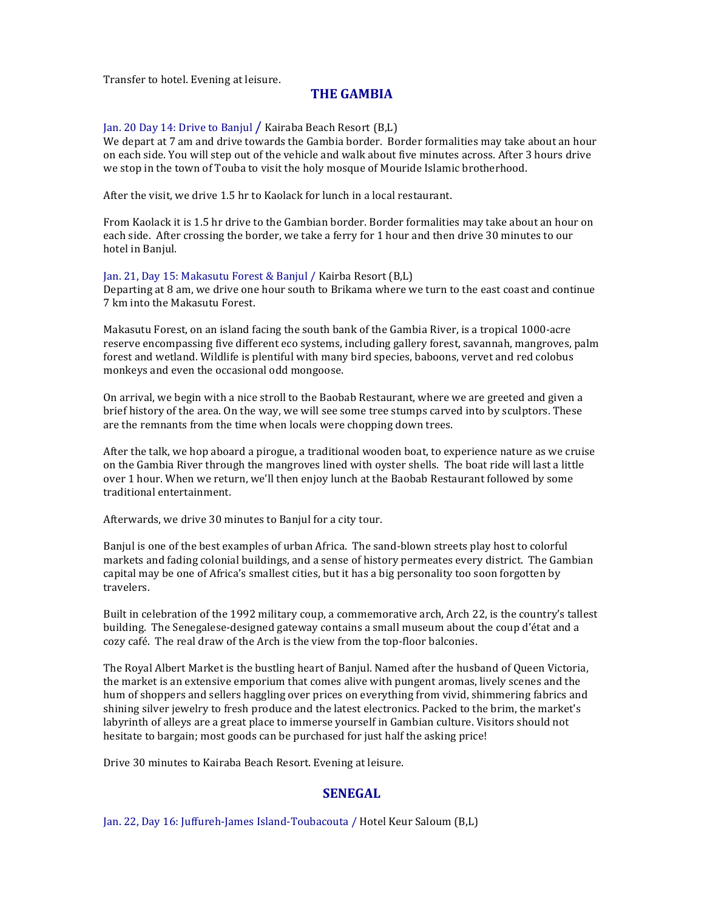Transfer to hotel. Evening at leisure.

## THE GAMBIA

Jan. 20 Day 14: Drive to Banjul / Kairaba Beach Resort (B,L)

We depart at 7 am and drive towards the Gambia border. Border formalities may take about an hour on each side. You will step out of the vehicle and walk about five minutes across. After 3 hours drive we stop in the town of Touba to visit the holy mosque of Mouride Islamic brotherhood.

After the visit, we drive 1.5 hr to Kaolack for lunch in a local restaurant.

From Kaolack it is 1.5 hr drive to the Gambian border. Border formalities may take about an hour on each side. After crossing the border, we take a ferry for 1 hour and then drive 30 minutes to our hotel in Banjul.

Jan. 21, Day 15: Makasutu Forest & Banjul / Kairba Resort (B,L)

Departing at 8 am, we drive one hour south to Brikama where we turn to the east coast and continue 7 km into the Makasutu Forest.

Makasutu Forest, on an island facing the south bank of the Gambia River, is a tropical 1000-acre reserve encompassing five different eco systems, including gallery forest, savannah, mangroves, palm forest and wetland. Wildlife is plentiful with many bird species, baboons, vervet and red colobus monkeys and even the occasional odd mongoose.

On arrival, we begin with a nice stroll to the Baobab Restaurant, where we are greeted and given a brief history of the area. On the way, we will see some tree stumps carved into by sculptors. These are the remnants from the time when locals were chopping down trees.

After the talk, we hop aboard a pirogue, a traditional wooden boat, to experience nature as we cruise on the Gambia River through the mangroves lined with oyster shells. The boat ride will last a little over 1 hour. When we return, we'll then enjoy lunch at the Baobab Restaurant followed by some traditional entertainment.

Afterwards, we drive 30 minutes to Banjul for a city tour.

Banjul is one of the best examples of urban Africa. The sand-blown streets play host to colorful markets and fading colonial buildings, and a sense of history permeates every district. The Gambian capital may be one of Africa's smallest cities, but it has a big personality too soon forgotten by travelers.

Built in celebration of the 1992 military coup, a commemorative arch, Arch 22, is the country's tallest building. The Senegalese-designed gateway contains a small museum about the coup d'état and a cozy café. The real draw of the Arch is the view from the top-floor balconies.

The Royal Albert Market is the bustling heart of Banjul. Named after the husband of Queen Victoria, the market is an extensive emporium that comes alive with pungent aromas, lively scenes and the hum of shoppers and sellers haggling over prices on everything from vivid, shimmering fabrics and shining silver jewelry to fresh produce and the latest electronics. Packed to the brim, the market's labyrinth of alleys are a great place to immerse yourself in Gambian culture. Visitors should not hesitate to bargain; most goods can be purchased for just half the asking price!

Drive 30 minutes to Kairaba Beach Resort. Evening at leisure.

## SENEGAL

Jan. 22, Day 16: Juffureh-James Island-Toubacouta / Hotel Keur Saloum (B,L)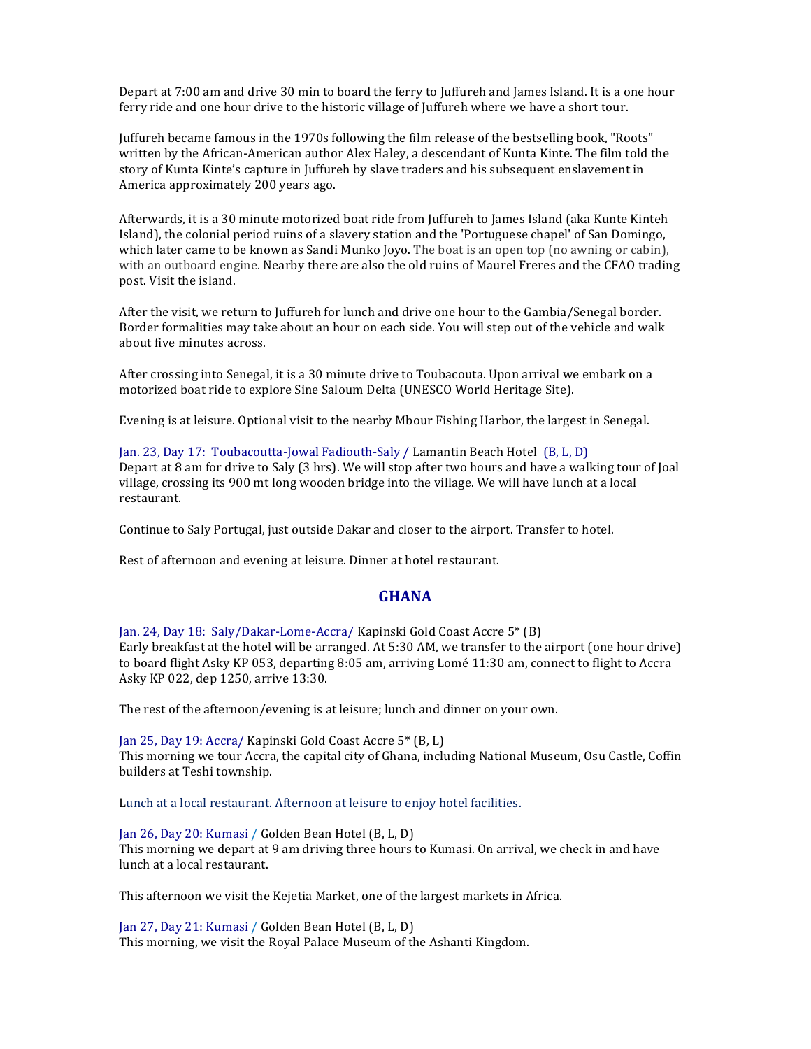Depart at 7:00 am and drive 30 min to board the ferry to Juffureh and James Island. It is a one hour ferry ride and one hour drive to the historic village of Juffureh where we have a short tour.

Juffureh became famous in the 1970s following the film release of the bestselling book, "Roots" written by the African-American author Alex Haley, a descendant of Kunta Kinte. The film told the story of Kunta Kinte's capture in Juffureh by slave traders and his subsequent enslavement in America approximately 200 years ago.

Afterwards, it is a 30 minute motorized boat ride from Juffureh to James Island (aka Kunte Kinteh Island), the colonial period ruins of a slavery station and the 'Portuguese chapel' of San Domingo, which later came to be known as Sandi Munko Joyo. The boat is an open top (no awning or cabin), with an outboard engine. Nearby there are also the old ruins of Maurel Freres and the CFAO trading post. Visit the island.

After the visit, we return to Juffureh for lunch and drive one hour to the Gambia/Senegal border. Border formalities may take about an hour on each side. You will step out of the vehicle and walk about five minutes across.

After crossing into Senegal, it is a 30 minute drive to Toubacouta. Upon arrival we embark on a motorized boat ride to explore Sine Saloum Delta (UNESCO World Heritage Site).

Evening is at leisure. Optional visit to the nearby Mbour Fishing Harbor, the largest in Senegal.

Jan. 23, Day 17: Toubacoutta-Jowal Fadiouth-Saly / Lamantin Beach Hotel (B, L, D)
Depart at 8 am for drive to Saly (3 hrs). We will stop after two hours and have a walking tour of Joal village, crossing its 900 mt long wooden bridge into the village. We will have lunch at a local restaurant.

Continue to Saly Portugal, just outside Dakar and closer to the airport. Transfer to hotel.

Rest of afternoon and evening at leisure. Dinner at hotel restaurant.

## GHANA

Jan. 24, Day 18: Saly/Dakar-Lome-Accra/ Kapinski Gold Coast Accre 5* (B)
Early breakfast at the hotel will be arranged. At 5:30 AM, we transfer to the airport (one hour drive) to board flight Asky KP 053, departing 8:05 am, arriving Lomé 11:30 am, connect to flight to Accra Asky KP 022, dep 1250, arrive 13:30.

The rest of the afternoon/evening is at leisure; lunch and dinner on your own.

Jan 25, Day 19: Accra/ Kapinski Gold Coast Accre 5* (B, L)
This morning we tour Accra, the capital city of Ghana, including National Museum, Osu Castle, Coffin builders at Teshi township.

Lunch at a local restaurant. Afternoon at leisure to enjoy hotel facilities.

Jan 26, Day 20: Kumasi / Golden Bean Hotel (B, L, D)
This morning we depart at 9 am driving three hours to Kumasi. On arrival, we check in and have lunch at a local restaurant.

This afternoon we visit the Kejetia Market, one of the largest markets in Africa.

Jan 27, Day 21: Kumasi / Golden Bean Hotel (B, L, D)
This morning, we visit the Royal Palace Museum of the Ashanti Kingdom.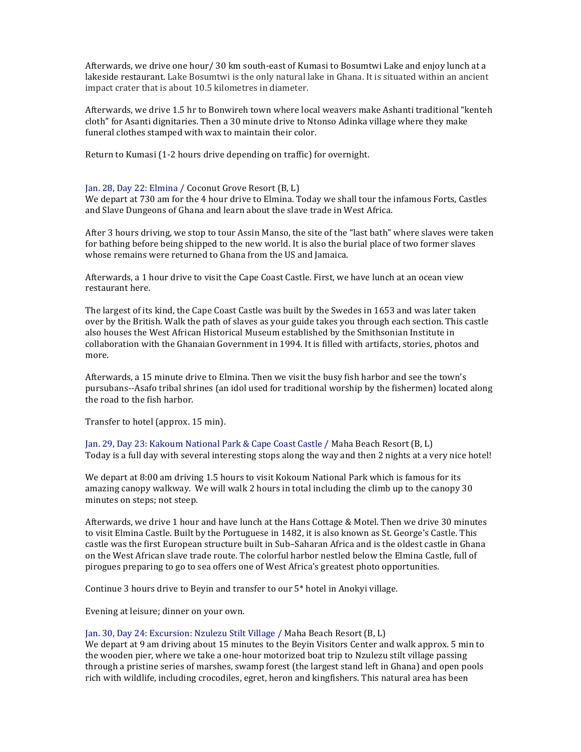Afterwards, we drive one hour/ 30 km south-east of Kumasi to Bosumtwi Lake and enjoy lunch at a lakeside restaurant. Lake Bosumtwi is the only natural lake in Ghana. It is situated within an ancient impact crater that is about 10.5 kilometres in diameter.

Afterwards, we drive 1.5 hr to Bonwireh town where local weavers make Ashanti traditional "kenteh cloth" for Asanti dignitaries. Then a 30 minute drive to Ntonso Adinka village where they make funeral clothes stamped with wax to maintain their color.

Return to Kumasi (1-2 hours drive depending on traffic) for overnight.

### Jan. 28, Day 22: Elmina / Coconut Grove Resort (B, L)

We depart at 730 am for the 4 hour drive to Elmina. Today we shall tour the infamous Forts, Castles and Slave Dungeons of Ghana and learn about the slave trade in West Africa.

After 3 hours driving, we stop to tour Assin Manso, the site of the "last bath" where slaves were taken for bathing before being shipped to the new world. It is also the burial place of two former slaves whose remains were returned to Ghana from the US and Jamaica.

Afterwards, a 1 hour drive to visit the Cape Coast Castle. First, we have lunch at an ocean view restaurant here.

The largest of its kind, the Cape Coast Castle was built by the Swedes in 1653 and was later taken over by the British. Walk the path of slaves as your guide takes you through each section. This castle also houses the West African Historical Museum established by the Smithsonian Institute in collaboration with the Ghanaian Government in 1994. It is filled with artifacts, stories, photos and more.

Afterwards, a 15 minute drive to Elmina. Then we visit the busy fish harbor and see the town's pursubans--Asafo tribal shrines (an idol used for traditional worship by the fishermen) located along the road to the fish harbor.

Transfer to hotel (approx. 15 min).

### Jan. 29, Day 23: Kakoum National Park & Cape Coast Castle / Maha Beach Resort (B, L)

Today is a full day with several interesting stops along the way and then 2 nights at a very nice hotel!

We depart at 8:00 am driving 1.5 hours to visit Kokoum National Park which is famous for its amazing canopy walkway. We will walk 2 hours in total including the climb up to the canopy 30 minutes on steps; not steep.

Afterwards, we drive 1 hour and have lunch at the Hans Cottage & Motel. Then we drive 30 minutes to visit Elmina Castle. Built by the Portuguese in 1482, it is also known as St. George's Castle. This castle was the first European structure built in Sub–Saharan Africa and is the oldest castle in Ghana on the West African slave trade route. The colorful harbor nestled below the Elmina Castle, full of pirogues preparing to go to sea offers one of West Africa's greatest photo opportunities.

Continue 3 hours drive to Beyin and transfer to our 5* hotel in Anokyi village.

Evening at leisure; dinner on your own.

### Jan. 30, Day 24: Excursion: Nzulezu Stilt Village / Maha Beach Resort (B, L)

We depart at 9 am driving about 15 minutes to the Beyin Visitors Center and walk approx. 5 min to the wooden pier, where we take a one-hour motorized boat trip to Nzulezu stilt village passing through a pristine series of marshes, swamp forest (the largest stand left in Ghana) and open pools rich with wildlife, including crocodiles, egret, heron and kingfishers. This natural area has been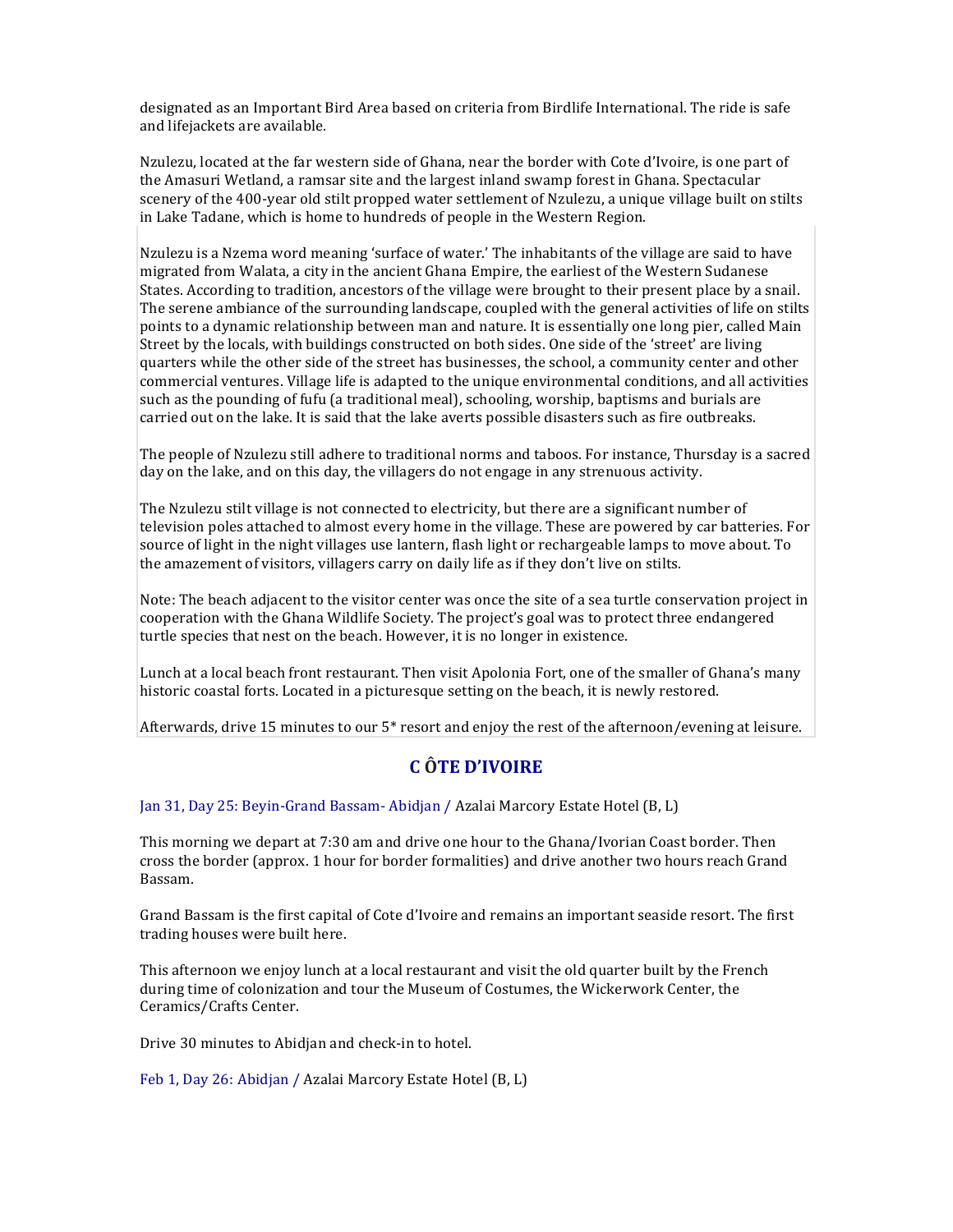designated as an Important Bird Area based on criteria from Birdlife International. The ride is safe and lifejackets are available.

Nzulezu, located at the far western side of Ghana, near the border with Cote d'Ivoire, is one part of the Amasuri Wetland, a ramsar site and the largest inland swamp forest in Ghana. Spectacular scenery of the 400-year old stilt propped water settlement of Nzulezu, a unique village built on stilts in Lake Tadane, which is home to hundreds of people in the Western Region.

Nzulezu is a Nzema word meaning 'surface of water.' The inhabitants of the village are said to have migrated from Walata, a city in the ancient Ghana Empire, the earliest of the Western Sudanese States. According to tradition, ancestors of the village were brought to their present place by a snail. The serene ambiance of the surrounding landscape, coupled with the general activities of life on stilts points to a dynamic relationship between man and nature. It is essentially one long pier, called Main Street by the locals, with buildings constructed on both sides. One side of the 'street' are living quarters while the other side of the street has businesses, the school, a community center and other commercial ventures. Village life is adapted to the unique environmental conditions, and all activities such as the pounding of fufu (a traditional meal), schooling, worship, baptisms and burials are carried out on the lake. It is said that the lake averts possible disasters such as fire outbreaks.

The people of Nzulezu still adhere to traditional norms and taboos. For instance, Thursday is a sacred day on the lake, and on this day, the villagers do not engage in any strenuous activity.

The Nzulezu stilt village is not connected to electricity, but there are a significant number of television poles attached to almost every home in the village. These are powered by car batteries. For source of light in the night villages use lantern, flash light or rechargeable lamps to move about. To the amazement of visitors, villagers carry on daily life as if they don't live on stilts.

Note: The beach adjacent to the visitor center was once the site of a sea turtle conservation project in cooperation with the Ghana Wildlife Society. The project's goal was to protect three endangered turtle species that nest on the beach. However, it is no longer in existence.

Lunch at a local beach front restaurant. Then visit Apolonia Fort, one of the smaller of Ghana's many historic coastal forts. Located in a picturesque setting on the beach, it is newly restored.

Afterwards, drive 15 minutes to our 5* resort and enjoy the rest of the afternoon/evening at leisure.

## C ÔTE D'IVOIRE

Jan 31, Day 25: Beyin-Grand Bassam- Abidjan / Azalai Marcory Estate Hotel (B, L)

This morning we depart at 7:30 am and drive one hour to the Ghana/Ivorian Coast border. Then cross the border (approx. 1 hour for border formalities) and drive another two hours reach Grand Bassam.

Grand Bassam is the first capital of Cote d'Ivoire and remains an important seaside resort. The first trading houses were built here.

This afternoon we enjoy lunch at a local restaurant and visit the old quarter built by the French during time of colonization and tour the Museum of Costumes, the Wickerwork Center, the Ceramics/Crafts Center.

Drive 30 minutes to Abidjan and check-in to hotel.

Feb 1, Day 26: Abidjan / Azalai Marcory Estate Hotel (B, L)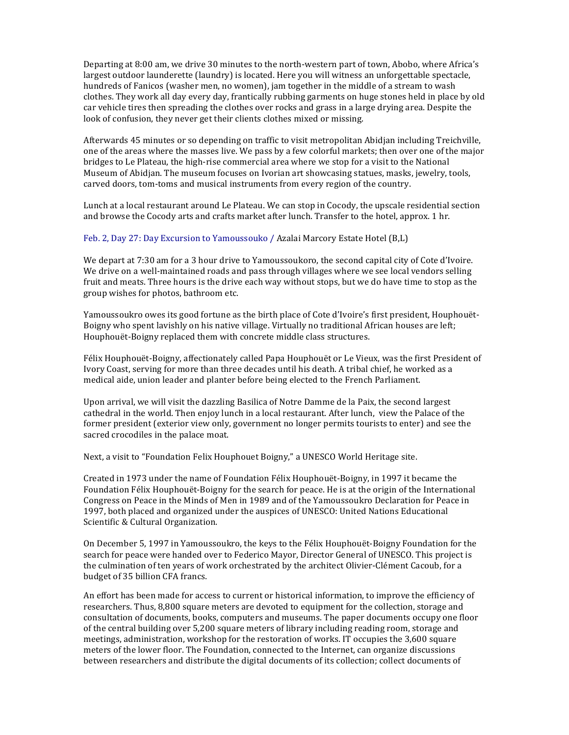Departing at 8:00 am, we drive 30 minutes to the north-western part of town, Abobo, where Africa's largest outdoor launderette (laundry) is located. Here you will witness an unforgettable spectacle, hundreds of Fanicos (washer men, no women), jam together in the middle of a stream to wash clothes. They work all day every day, frantically rubbing garments on huge stones held in place by old car vehicle tires then spreading the clothes over rocks and grass in a large drying area. Despite the look of confusion, they never get their clients clothes mixed or missing.

Afterwards 45 minutes or so depending on traffic to visit metropolitan Abidjan including Treichville, one of the areas where the masses live. We pass by a few colorful markets; then over one of the major bridges to Le Plateau, the high-rise commercial area where we stop for a visit to the National Museum of Abidjan. The museum focuses on Ivorian art showcasing statues, masks, jewelry, tools, carved doors, tom-toms and musical instruments from every region of the country.

Lunch at a local restaurant around Le Plateau. We can stop in Cocody, the upscale residential section and browse the Cocody arts and crafts market after lunch. Transfer to the hotel, approx. 1 hr.

Feb. 2, Day 27: Day Excursion to Yamoussouko / Azalai Marcory Estate Hotel (B,L)

We depart at 7:30 am for a 3 hour drive to Yamoussoukoro, the second capital city of Cote d'Ivoire. We drive on a well-maintained roads and pass through villages where we see local vendors selling fruit and meats. Three hours is the drive each way without stops, but we do have time to stop as the group wishes for photos, bathroom etc.

Yamoussoukro owes its good fortune as the birth place of Cote d'Ivoire's first president, Houphouët-Boigny who spent lavishly on his native village. Virtually no traditional African houses are left; Houphouët-Boigny replaced them with concrete middle class structures.

Félix Houphouët-Boigny, affectionately called Papa Houphouët or Le Vieux, was the first President of Ivory Coast, serving for more than three decades until his death. A tribal chief, he worked as a medical aide, union leader and planter before being elected to the French Parliament.

Upon arrival, we will visit the dazzling Basilica of Notre Damme de la Paix, the second largest cathedral in the world. Then enjoy lunch in a local restaurant. After lunch, view the Palace of the former president (exterior view only, government no longer permits tourists to enter) and see the sacred crocodiles in the palace moat.

Next, a visit to "Foundation Felix Houphouet Boigny," a UNESCO World Heritage site.

Created in 1973 under the name of Foundation Félix Houphouët-Boigny, in 1997 it became the Foundation Félix Houphouët-Boigny for the search for peace. He is at the origin of the International Congress on Peace in the Minds of Men in 1989 and of the Yamoussoukro Declaration for Peace in 1997, both placed and organized under the auspices of UNESCO: United Nations Educational Scientific & Cultural Organization.

On December 5, 1997 in Yamoussoukro, the keys to the Félix Houphouët-Boigny Foundation for the search for peace were handed over to Federico Mayor, Director General of UNESCO. This project is the culmination of ten years of work orchestrated by the architect Olivier-Clément Cacoub, for a budget of 35 billion CFA francs.

An effort has been made for access to current or historical information, to improve the efficiency of researchers. Thus, 8,800 square meters are devoted to equipment for the collection, storage and consultation of documents, books, computers and museums. The paper documents occupy one floor of the central building over 5,200 square meters of library including reading room, storage and meetings, administration, workshop for the restoration of works. IT occupies the 3,600 square meters of the lower floor. The Foundation, connected to the Internet, can organize discussions between researchers and distribute the digital documents of its collection; collect documents of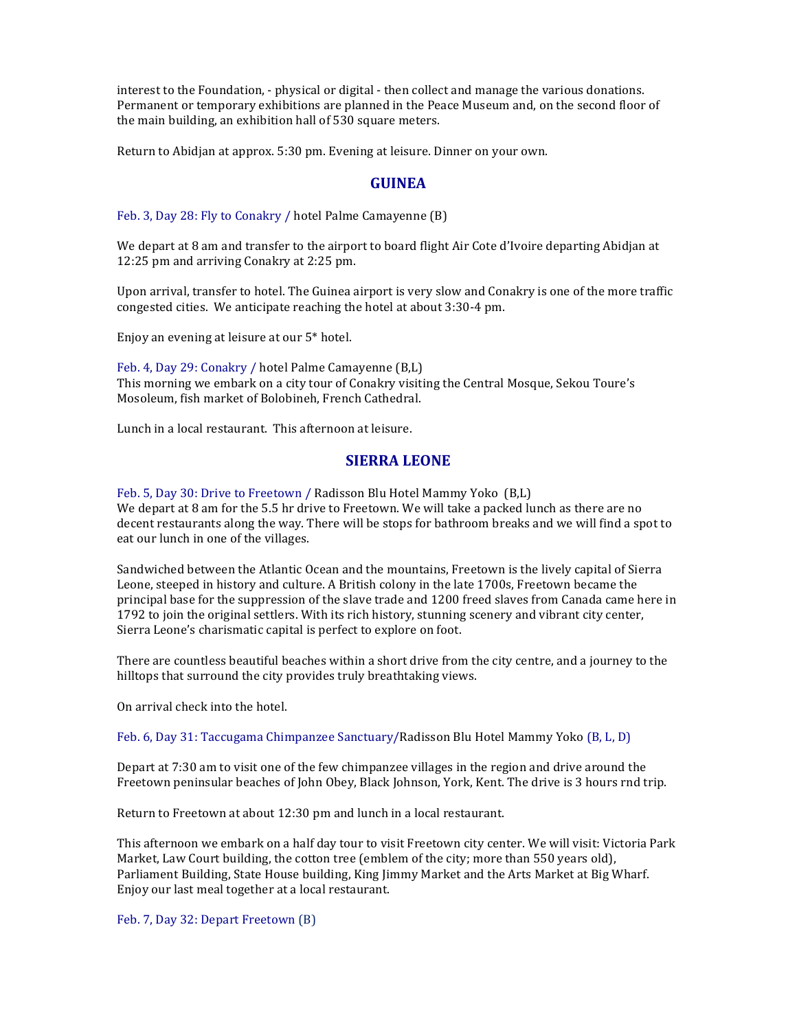interest to the Foundation, - physical or digital - then collect and manage the various donations. Permanent or temporary exhibitions are planned in the Peace Museum and, on the second floor of the main building, an exhibition hall of 530 square meters.

Return to Abidjan at approx. 5:30 pm. Evening at leisure. Dinner on your own.

## GUINEA

Feb. 3, Day 28: Fly to Conakry / hotel Palme Camayenne (B)

We depart at 8 am and transfer to the airport to board flight Air Cote d'Ivoire departing Abidjan at 12:25 pm and arriving Conakry at 2:25 pm.

Upon arrival, transfer to hotel. The Guinea airport is very slow and Conakry is one of the more traffic congested cities. We anticipate reaching the hotel at about 3:30-4 pm.

Enjoy an evening at leisure at our 5* hotel.

Feb. 4, Day 29: Conakry / hotel Palme Camayenne (B,L)
This morning we embark on a city tour of Conakry visiting the Central Mosque, Sekou Toure's Mosoleum, fish market of Bolobineh, French Cathedral.

Lunch in a local restaurant. This afternoon at leisure.

## SIERRA LEONE

Feb. 5, Day 30: Drive to Freetown / Radisson Blu Hotel Mammy Yoko (B,L)
We depart at 8 am for the 5.5 hr drive to Freetown. We will take a packed lunch as there are no decent restaurants along the way. There will be stops for bathroom breaks and we will find a spot to eat our lunch in one of the villages.

Sandwiched between the Atlantic Ocean and the mountains, Freetown is the lively capital of Sierra Leone, steeped in history and culture. A British colony in the late 1700s, Freetown became the principal base for the suppression of the slave trade and 1200 freed slaves from Canada came here in 1792 to join the original settlers. With its rich history, stunning scenery and vibrant city center, Sierra Leone's charismatic capital is perfect to explore on foot.

There are countless beautiful beaches within a short drive from the city centre, and a journey to the hilltops that surround the city provides truly breathtaking views.

On arrival check into the hotel.

Feb. 6, Day 31: Taccugama Chimpanzee Sanctuary/Radisson Blu Hotel Mammy Yoko (B, L, D)

Depart at 7:30 am to visit one of the few chimpanzee villages in the region and drive around the Freetown peninsular beaches of John Obey, Black Johnson, York, Kent. The drive is 3 hours rnd trip.

Return to Freetown at about 12:30 pm and lunch in a local restaurant.

This afternoon we embark on a half day tour to visit Freetown city center. We will visit: Victoria Park Market, Law Court building, the cotton tree (emblem of the city; more than 550 years old), Parliament Building, State House building, King Jimmy Market and the Arts Market at Big Wharf. Enjoy our last meal together at a local restaurant.

Feb. 7, Day 32: Depart Freetown (B)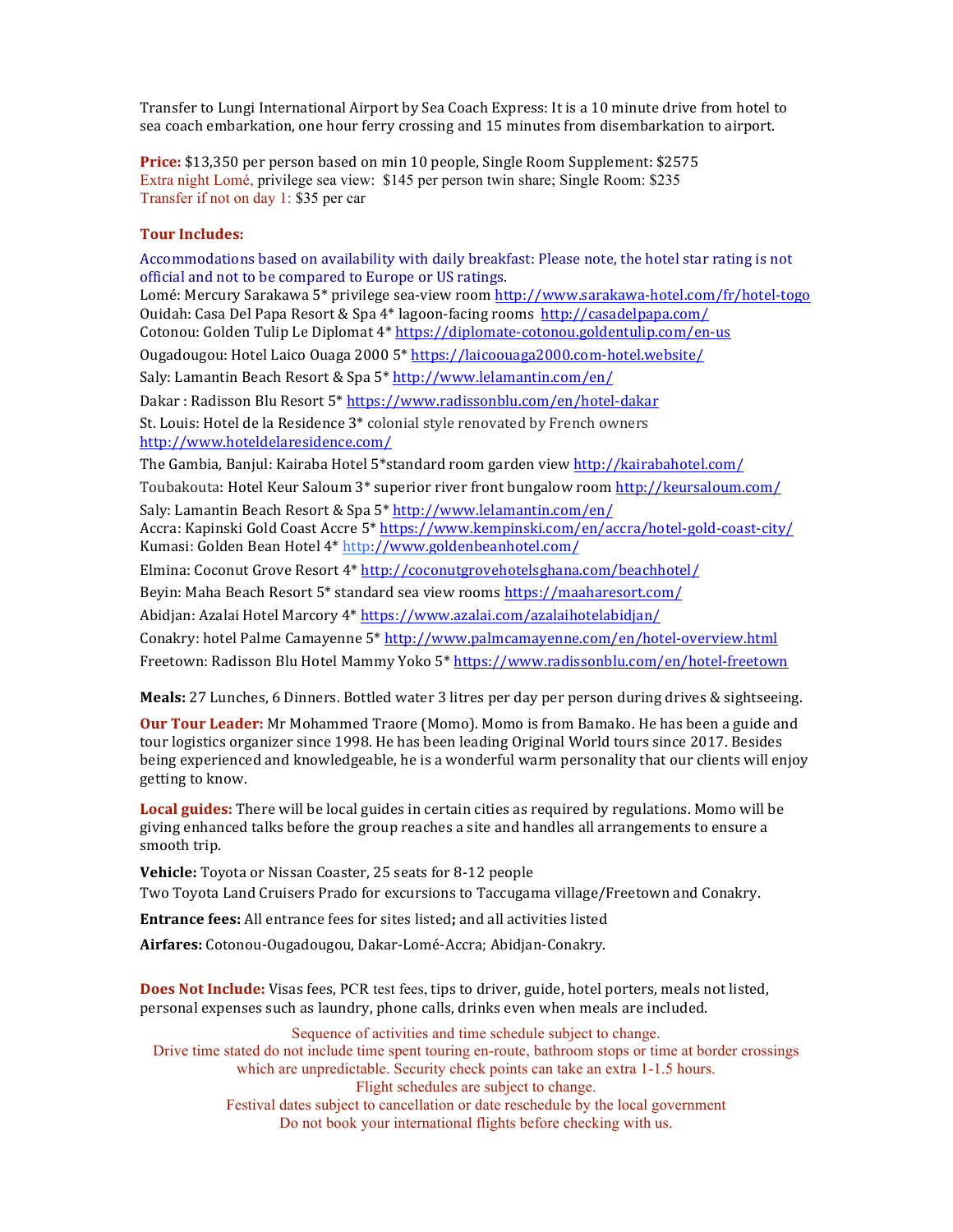Transfer to Lungi International Airport by Sea Coach Express: It is a 10 minute drive from hotel to sea coach embarkation, one hour ferry crossing and 15 minutes from disembarkation to airport.

**Price:** $13,350 per person based on min 10 people, Single Room Supplement: $2575
Extra night Lomé, privilege sea view: $145 per person twin share; Single Room: $235
Transfer if not on day 1: $35 per car

**Tour Includes:**

Accommodations based on availability with daily breakfast: Please note, the hotel star rating is not official and not to be compared to Europe or US ratings.

Lomé: Mercury Sarakawa 5* privilege sea-view room http://www.sarakawa-hotel.com/fr/hotel-togo
Ouidah: Casa Del Papa Resort & Spa 4* lagoon-facing rooms http://casadelpapa.com/
Cotonou: Golden Tulip Le Diplomat 4* https://diplomate-cotonou.goldentulip.com/en-us
Ougadougou: Hotel Laico Ouaga 2000 5* https://laicoouaga2000.com-hotel.website/
Saly: Lamantin Beach Resort & Spa 5* http://www.lelamantin.com/en/
Dakar : Radisson Blu Resort 5* https://www.radissonblu.com/en/hotel-dakar
St. Louis: Hotel de la Residence 3* colonial style renovated by French owners http://www.hoteldelaresidence.com/
The Gambia, Banjul: Kairaba Hotel 5*standard room garden view http://kairabahotel.com/
Toubakouta: Hotel Keur Saloum 3* superior river front bungalow room http://keursaloum.com/
Saly: Lamantin Beach Resort & Spa 5* http://www.lelamantin.com/en/
Accra: Kapinski Gold Coast Accre 5* https://www.kempinski.com/en/accra/hotel-gold-coast-city/
Kumasi: Golden Bean Hotel 4* http://www.goldenbeanhotel.com/
Elmina: Coconut Grove Resort 4* http://coconutgrovehotelsghana.com/beachhotel/
Beyin: Maha Beach Resort 5* standard sea view rooms https://maaharesort.com/
Abidjan: Azalai Hotel Marcory 4* https://www.azalai.com/azalaihotelabidjan/
Conakry: hotel Palme Camayenne 5* http://www.palmcamayenne.com/en/hotel-overview.html
Freetown: Radisson Blu Hotel Mammy Yoko 5* https://www.radissonblu.com/en/hotel-freetown

**Meals:** 27 Lunches, 6 Dinners. Bottled water 3 litres per day per person during drives & sightseeing.

**Our Tour Leader:** Mr Mohammed Traore (Momo). Momo is from Bamako. He has been a guide and tour logistics organizer since 1998. He has been leading Original World tours since 2017. Besides being experienced and knowledgeable, he is a wonderful warm personality that our clients will enjoy getting to know.

**Local guides:** There will be local guides in certain cities as required by regulations. Momo will be giving enhanced talks before the group reaches a site and handles all arrangements to ensure a smooth trip.

**Vehicle:** Toyota or Nissan Coaster, 25 seats for 8-12 people
Two Toyota Land Cruisers Prado for excursions to Taccugama village/Freetown and Conakry.

**Entrance fees:** All entrance fees for sites listed**;** and all activities listed

**Airfares:** Cotonou-Ougadougou, Dakar-Lomé-Accra; Abidjan-Conakry.

**Does Not Include:** Visas fees, PCR test fees, tips to driver, guide, hotel porters, meals not listed, personal expenses such as laundry, phone calls, drinks even when meals are included.

Sequence of activities and time schedule subject to change.
Drive time stated do not include time spent touring en-route, bathroom stops or time at border crossings which are unpredictable. Security check points can take an extra 1-1.5 hours.
Flight schedules are subject to change.
Festival dates subject to cancellation or date reschedule by the local government
Do not book your international flights before checking with us.